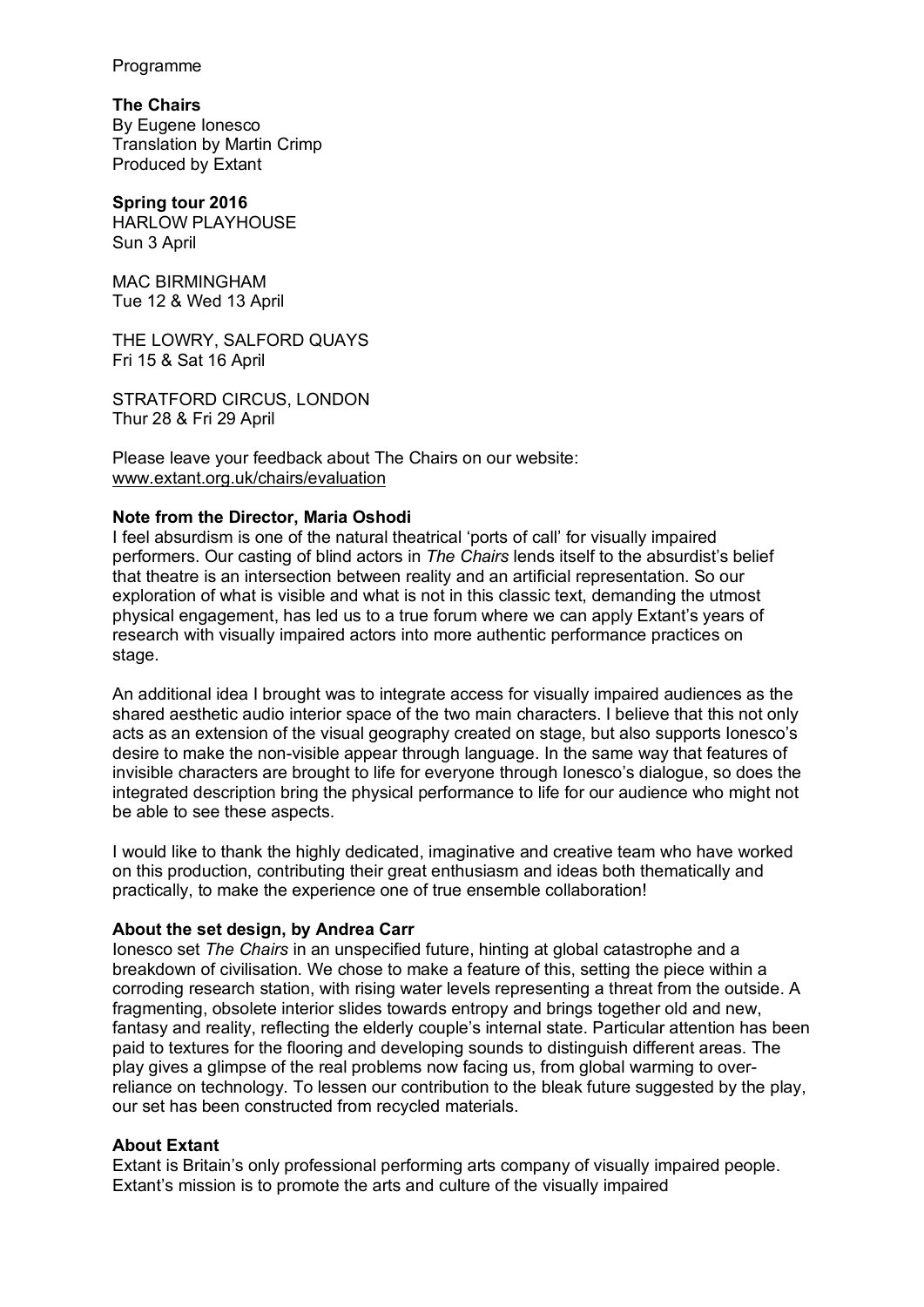Programme

**The Chairs**
By Eugene Ionesco
Translation by Martin Crimp
Produced by Extant

**Spring tour 2016**
HARLOW PLAYHOUSE
Sun 3 April

MAC BIRMINGHAM
Tue 12 & Wed 13 April

THE LOWRY, SALFORD QUAYS
Fri 15 & Sat 16 April

STRATFORD CIRCUS, LONDON
Thur 28 & Fri 29 April

Please leave your feedback about The Chairs on our website:
www.extant.org.uk/chairs/evaluation

**Note from the Director, Maria Oshodi**
I feel absurdism is one of the natural theatrical 'ports of call' for visually impaired performers. Our casting of blind actors in *The Chairs* lends itself to the absurdist's belief that theatre is an intersection between reality and an artificial representation. So our exploration of what is visible and what is not in this classic text, demanding the utmost physical engagement, has led us to a true forum where we can apply Extant's years of research with visually impaired actors into more authentic performance practices on stage.

An additional idea I brought was to integrate access for visually impaired audiences as the shared aesthetic audio interior space of the two main characters. I believe that this not only acts as an extension of the visual geography created on stage, but also supports Ionesco's desire to make the non-visible appear through language. In the same way that features of invisible characters are brought to life for everyone through Ionesco's dialogue, so does the integrated description bring the physical performance to life for our audience who might not be able to see these aspects.

I would like to thank the highly dedicated, imaginative and creative team who have worked on this production, contributing their great enthusiasm and ideas both thematically and practically, to make the experience one of true ensemble collaboration!

**About the set design, by Andrea Carr**
Ionesco set *The Chairs* in an unspecified future, hinting at global catastrophe and a breakdown of civilisation. We chose to make a feature of this, setting the piece within a corroding research station, with rising water levels representing a threat from the outside. A fragmenting, obsolete interior slides towards entropy and brings together old and new, fantasy and reality, reflecting the elderly couple's internal state. Particular attention has been paid to textures for the flooring and developing sounds to distinguish different areas. The play gives a glimpse of the real problems now facing us, from global warming to over-reliance on technology. To lessen our contribution to the bleak future suggested by the play, our set has been constructed from recycled materials.

**About Extant**
Extant is Britain's only professional performing arts company of visually impaired people. Extant's mission is to promote the arts and culture of the visually impaired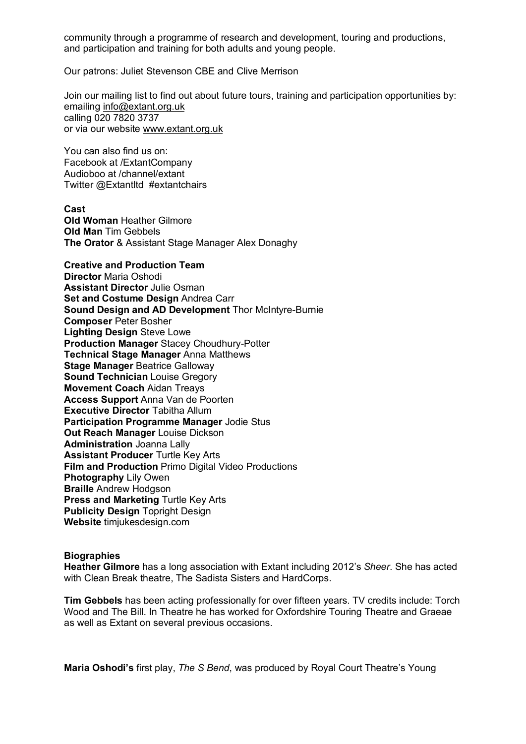community through a programme of research and development, touring and productions, and participation and training for both adults and young people.

Our patrons: Juliet Stevenson CBE and Clive Merrison

Join our mailing list to find out about future tours, training and participation opportunities by:
emailing info@extant.org.uk
calling 020 7820 3737
or via our website www.extant.org.uk

You can also find us on:
Facebook at /ExtantCompany
Audioboo at /channel/extant
Twitter @Extantltd #extantchairs

**Cast**
**Old Woman** Heather Gilmore
**Old Man** Tim Gebbels
**The Orator** & Assistant Stage Manager Alex Donaghy

**Creative and Production Team**
**Director** Maria Oshodi
**Assistant Director** Julie Osman
**Set and Costume Design** Andrea Carr
**Sound Design and AD Development** Thor McIntyre-Burnie
**Composer** Peter Bosher
**Lighting Design** Steve Lowe
**Production Manager** Stacey Choudhury-Potter
**Technical Stage Manager** Anna Matthews
**Stage Manager** Beatrice Galloway
**Sound Technician** Louise Gregory
**Movement Coach** Aidan Treays
**Access Support** Anna Van de Poorten
**Executive Director** Tabitha Allum
**Participation Programme Manager** Jodie Stus
**Out Reach Manager** Louise Dickson
**Administration** Joanna Lally
**Assistant Producer** Turtle Key Arts
**Film and Production** Primo Digital Video Productions
**Photography** Lily Owen
**Braille** Andrew Hodgson
**Press and Marketing** Turtle Key Arts
**Publicity Design** Topright Design
**Website** timjukesdesign.com

**Biographies**
**Heather Gilmore** has a long association with Extant including 2012's *Sheer*. She has acted with Clean Break theatre, The Sadista Sisters and HardCorps.

**Tim Gebbels** has been acting professionally for over fifteen years. TV credits include: Torch Wood and The Bill. In Theatre he has worked for Oxfordshire Touring Theatre and Graeae as well as Extant on several previous occasions.

**Maria Oshodi's** first play, *The S Bend*, was produced by Royal Court Theatre's Young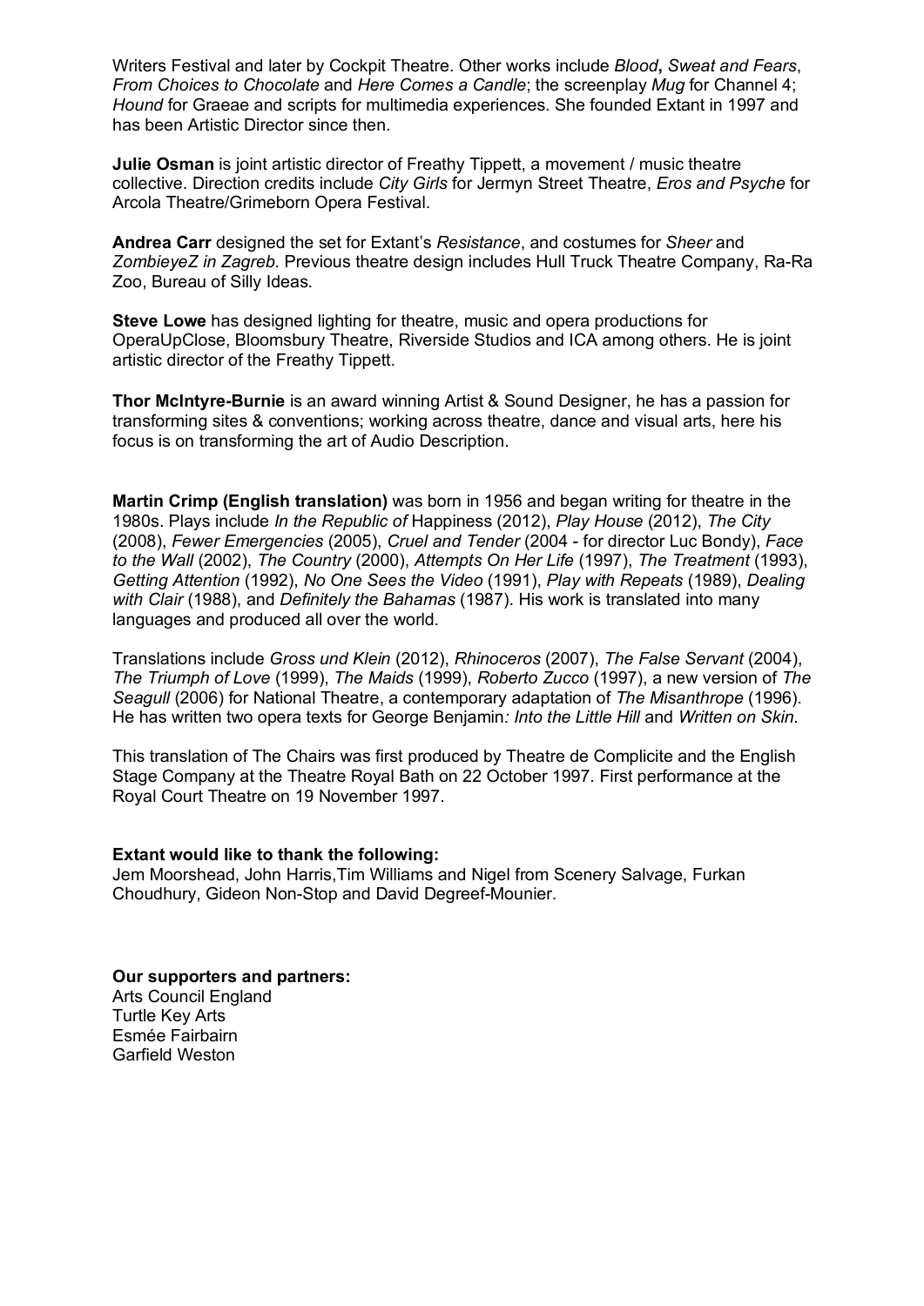Writers Festival and later by Cockpit Theatre. Other works include *Blood***,** *Sweat and Fears*, *From Choices to Chocolate* and *Here Comes a Candle*; the screenplay *Mug* for Channel 4; *Hound* for Graeae and scripts for multimedia experiences. She founded Extant in 1997 and has been Artistic Director since then.

**Julie Osman** is joint artistic director of Freathy Tippett, a movement / music theatre collective. Direction credits include *City Girls* for Jermyn Street Theatre, *Eros and Psyche* for Arcola Theatre/Grimeborn Opera Festival.

**Andrea Carr** designed the set for Extant's *Resistance*, and costumes for *Sheer* and *ZombieyeZ in Zagreb*. Previous theatre design includes Hull Truck Theatre Company, Ra-Ra Zoo, Bureau of Silly Ideas.

**Steve Lowe** has designed lighting for theatre, music and opera productions for OperaUpClose, Bloomsbury Theatre, Riverside Studios and ICA among others. He is joint artistic director of the Freathy Tippett.

**Thor McIntyre-Burnie** is an award winning Artist & Sound Designer, he has a passion for transforming sites & conventions; working across theatre, dance and visual arts, here his focus is on transforming the art of Audio Description.

**Martin Crimp (English translation)** was born in 1956 and began writing for theatre in the 1980s. Plays include *In the Republic of* Happiness (2012), *Play House* (2012), *The City* (2008), *Fewer Emergencies* (2005), *Cruel and Tender* (2004 - for director Luc Bondy), *Face to the Wall* (2002), *The Country* (2000), *Attempts On Her Life* (1997), *The Treatment* (1993), *Getting Attention* (1992), *No One Sees the Video* (1991), *Play with Repeats* (1989), *Dealing with Clair* (1988), and *Definitely the Bahamas* (1987). His work is translated into many languages and produced all over the world.

Translations include *Gross und Klein* (2012), *Rhinoceros* (2007), *The False Servant* (2004), *The Triumph of Love* (1999), *The Maids* (1999), *Roberto Zucco* (1997), a new version of *The Seagull* (2006) for National Theatre, a contemporary adaptation of *The Misanthrope* (1996). He has written two opera texts for George Benjamin*: Into the Little Hill* and *Written on Skin*.

This translation of The Chairs was first produced by Theatre de Complicite and the English Stage Company at the Theatre Royal Bath on 22 October 1997. First performance at the Royal Court Theatre on 19 November 1997.

**Extant would like to thank the following:**
Jem Moorshead, John Harris,Tim Williams and Nigel from Scenery Salvage, Furkan Choudhury, Gideon Non-Stop and David Degreef-Mounier.

**Our supporters and partners:**
Arts Council England
Turtle Key Arts
Esmée Fairbairn
Garfield Weston